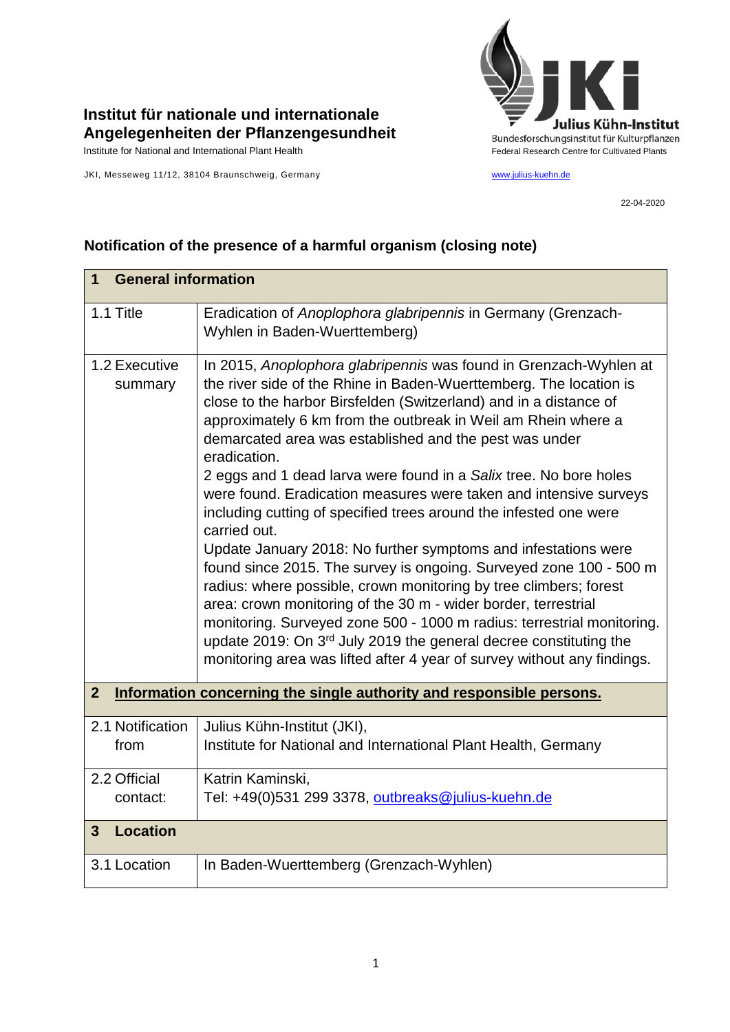**Institut für nationale und internationale Angelegenheiten der Pflanzengesundheit**

Institute for National and International Plant Health

JKI, Messeweg 11/12, 38104 Braunschweig, Germany

Julius Kühn-Institut
Bundesforschungsinstitut für Kulturpflanzen
Federal Research Centre for Cultivated Plants

www.julius-kuehn.de

22-04-2020

## Notification of the presence of a harmful organism (closing note)

| **1 General information** | |
|---|---|
| 1.1 Title | Eradication of *Anoplophora glabripennis* in Germany (Grenzach-Wyhlen in Baden-Wuerttemberg) |
| 1.2 Executive summary | In 2015, *Anoplophora glabripennis* was found in Grenzach-Wyhlen at the river side of the Rhine in Baden-Wuerttemberg. The location is close to the harbor Birsfelden (Switzerland) and in a distance of approximately 6 km from the outbreak in Weil am Rhein where a demarcated area was established and the pest was under eradication.<br>2 eggs and 1 dead larva were found in a *Salix* tree. No bore holes were found. Eradication measures were taken and intensive surveys including cutting of specified trees around the infested one were carried out.<br>Update January 2018: No further symptoms and infestations were found since 2015. The survey is ongoing. Surveyed zone 100 - 500 m radius: where possible, crown monitoring by tree climbers; forest area: crown monitoring of the 30 m - wider border, terrestrial monitoring. Surveyed zone 500 - 1000 m radius: terrestrial monitoring.<br>update 2019: On 3rd July 2019 the general decree constituting the monitoring area was lifted after 4 year of survey without any findings. |
| **2 Information concerning the single authority and responsible persons.** | |
| 2.1 Notification from | Julius Kühn-Institut (JKI),<br>Institute for National and International Plant Health, Germany |
| 2.2 Official contact: | Katrin Kaminski,<br>Tel: +49(0)531 299 3378, outbreaks@julius-kuehn.de |
| **3 Location** | |
| 3.1 Location | In Baden-Wuerttemberg (Grenzach-Wyhlen) |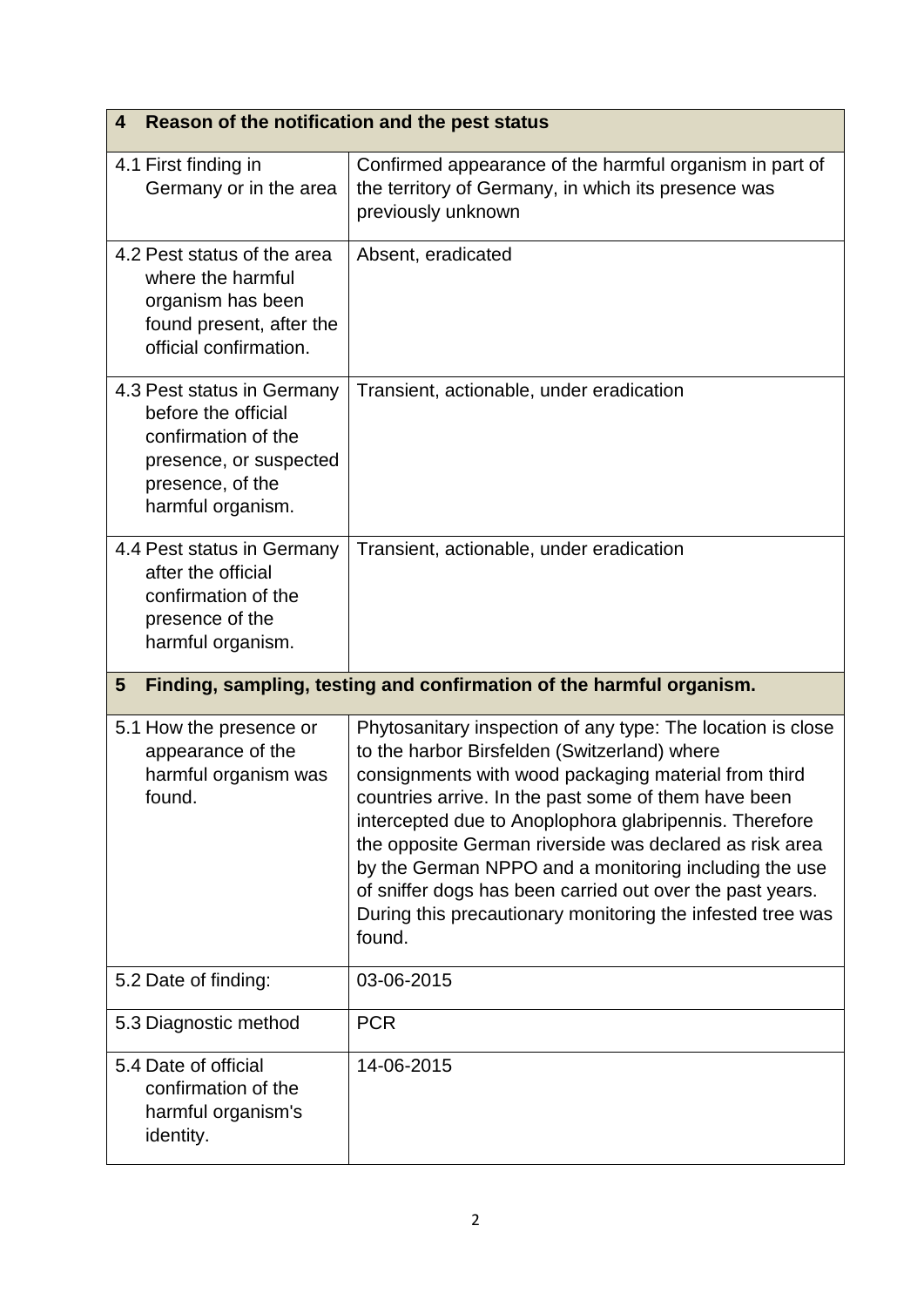| 4 Reason of the notification and the pest status | |
|---|---|
| 4.1 First finding in Germany or in the area | Confirmed appearance of the harmful organism in part of the territory of Germany, in which its presence was previously unknown |
| 4.2 Pest status of the area where the harmful organism has been found present, after the official confirmation. | Absent, eradicated |
| 4.3 Pest status in Germany before the official confirmation of the presence, or suspected presence, of the harmful organism. | Transient, actionable, under eradication |
| 4.4 Pest status in Germany after the official confirmation of the presence of the harmful organism. | Transient, actionable, under eradication |

| 5 Finding, sampling, testing and confirmation of the harmful organism. | |
|---|---|
| 5.1 How the presence or appearance of the harmful organism was found. | Phytosanitary inspection of any type: The location is close to the harbor Birsfelden (Switzerland) where consignments with wood packaging material from third countries arrive. In the past some of them have been intercepted due to Anoplophora glabripennis. Therefore the opposite German riverside was declared as risk area by the German NPPO and a monitoring including the use of sniffer dogs has been carried out over the past years. During this precautionary monitoring the infested tree was found. |
| 5.2 Date of finding: | 03-06-2015 |
| 5.3 Diagnostic method | PCR |
| 5.4 Date of official confirmation of the harmful organism's identity. | 14-06-2015 |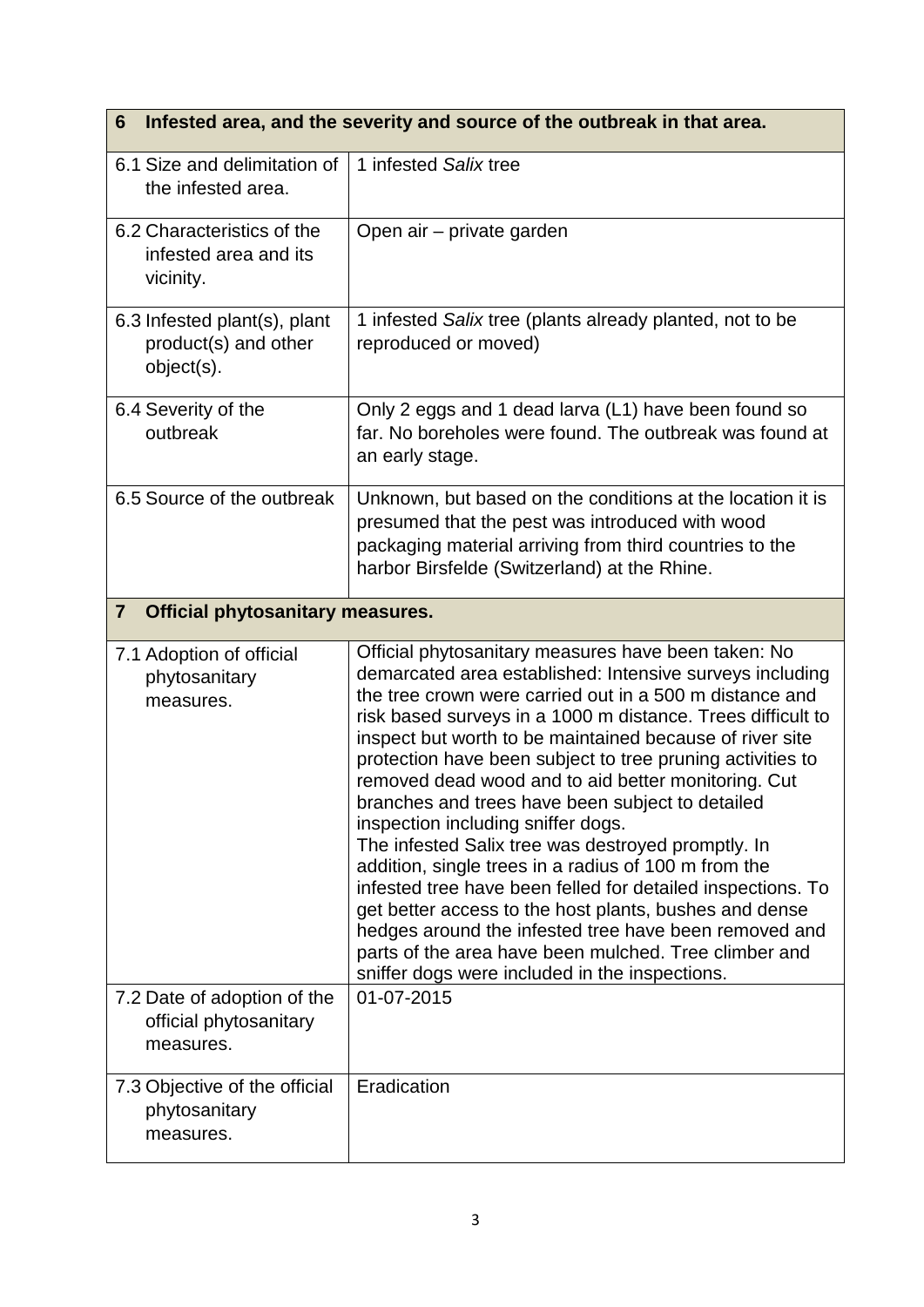| 6 Infested area, and the severity and source of the outbreak in that area. | |
|---|---|
| 6.1 Size and delimitation of the infested area. | 1 infested *Salix* tree |
| 6.2 Characteristics of the infested area and its vicinity. | Open air – private garden |
| 6.3 Infested plant(s), plant product(s) and other object(s). | 1 infested *Salix* tree (plants already planted, not to be reproduced or moved) |
| 6.4 Severity of the outbreak | Only 2 eggs and 1 dead larva (L1) have been found so far. No boreholes were found. The outbreak was found at an early stage. |
| 6.5 Source of the outbreak | Unknown, but based on the conditions at the location it is presumed that the pest was introduced with wood packaging material arriving from third countries to the harbor Birsfelde (Switzerland) at the Rhine. |
| **7 Official phytosanitary measures.** | |
| 7.1 Adoption of official phytosanitary measures. | Official phytosanitary measures have been taken: No demarcated area established: Intensive surveys including the tree crown were carried out in a 500 m distance and risk based surveys in a 1000 m distance. Trees difficult to inspect but worth to be maintained because of river site protection have been subject to tree pruning activities to removed dead wood and to aid better monitoring. Cut branches and trees have been subject to detailed inspection including sniffer dogs.<br>The infested Salix tree was destroyed promptly. In addition, single trees in a radius of 100 m from the infested tree have been felled for detailed inspections. To get better access to the host plants, bushes and dense hedges around the infested tree have been removed and parts of the area have been mulched. Tree climber and sniffer dogs were included in the inspections. |
| 7.2 Date of adoption of the official phytosanitary measures. | 01-07-2015 |
| 7.3 Objective of the official phytosanitary measures. | Eradication |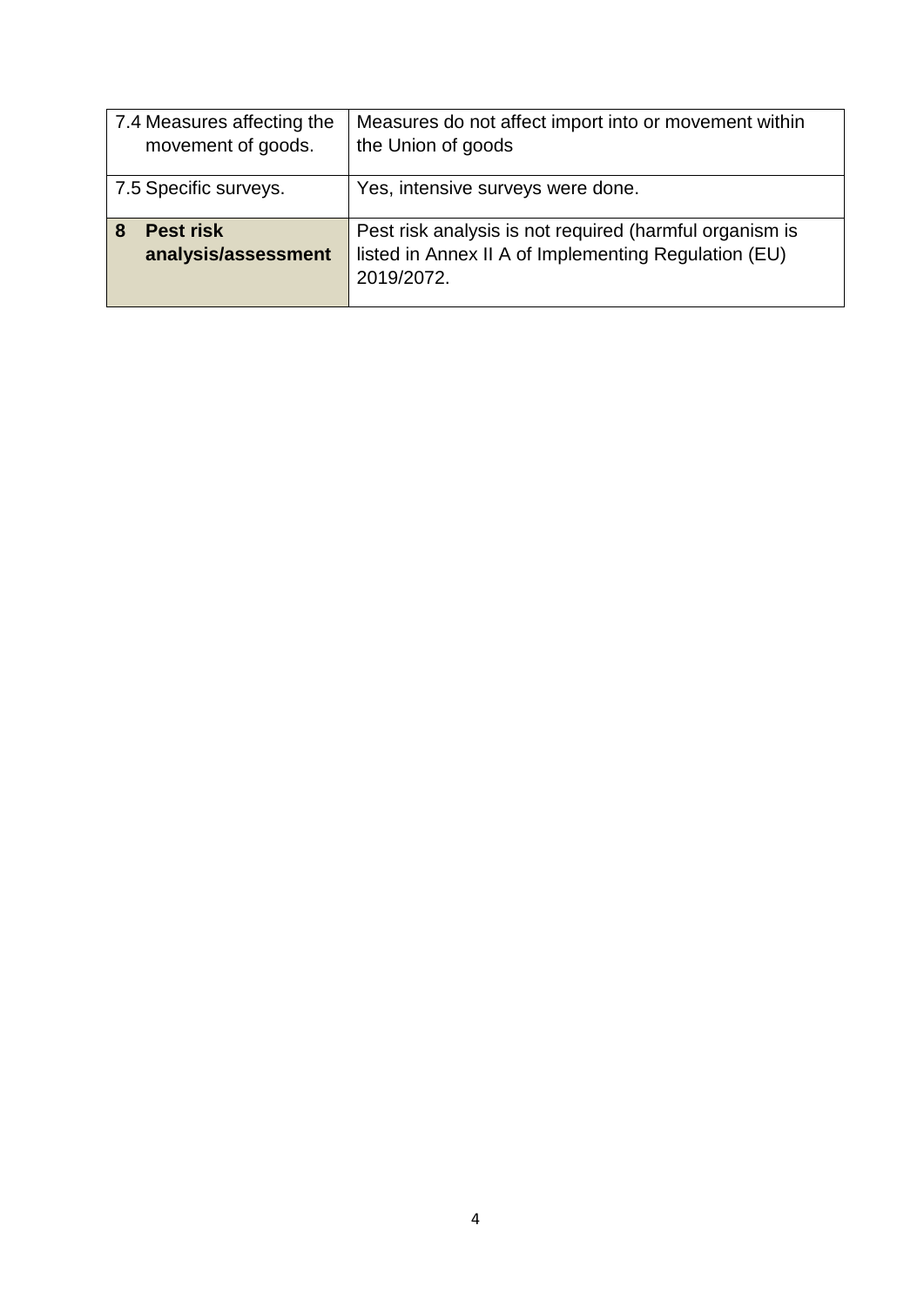| | |
|---|---|
| 7.4 Measures affecting the movement of goods. | Measures do not affect import into or movement within the Union of goods |
| 7.5 Specific surveys. | Yes, intensive surveys were done. |
| **8 Pest risk analysis/assessment** | Pest risk analysis is not required (harmful organism is listed in Annex II A of Implementing Regulation (EU) 2019/2072. |